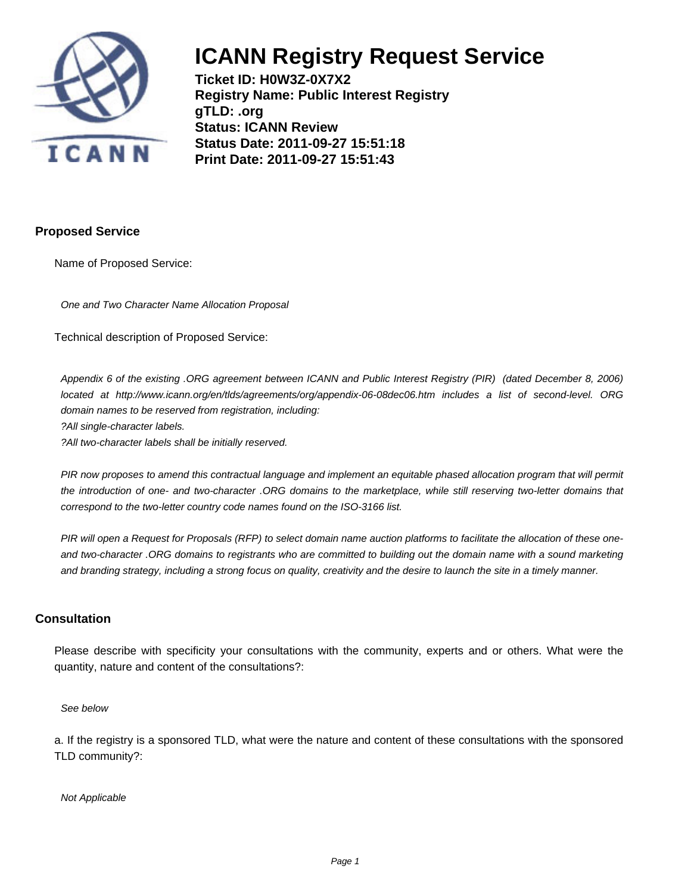# ICANN Registry Request Service

**Ticket ID: H0W3Z-0X7X2**
**Registry Name: Public Interest Registry**
**gTLD: .org**
**Status: ICANN Review**
**Status Date: 2011-09-27 15:51:18**
**Print Date: 2011-09-27 15:51:43**

## Proposed Service

Name of Proposed Service:

*One and Two Character Name Allocation Proposal*

Technical description of Proposed Service:

*Appendix 6 of the existing .ORG agreement between ICANN and Public Interest Registry (PIR) (dated December 8, 2006) located at http://www.icann.org/en/tlds/agreements/org/appendix-06-08dec06.htm includes a list of second-level. ORG domain names to be reserved from registration, including:*
*?All single-character labels.*
*?All two-character labels shall be initially reserved.*

*PIR now proposes to amend this contractual language and implement an equitable phased allocation program that will permit the introduction of one- and two-character .ORG domains to the marketplace, while still reserving two-letter domains that correspond to the two-letter country code names found on the ISO-3166 list.*

*PIR will open a Request for Proposals (RFP) to select domain name auction platforms to facilitate the allocation of these one- and two-character .ORG domains to registrants who are committed to building out the domain name with a sound marketing and branding strategy, including a strong focus on quality, creativity and the desire to launch the site in a timely manner.*

## Consultation

Please describe with specificity your consultations with the community, experts and or others. What were the quantity, nature and content of the consultations?:

*See below*

a. If the registry is a sponsored TLD, what were the nature and content of these consultations with the sponsored TLD community?:

*Not Applicable*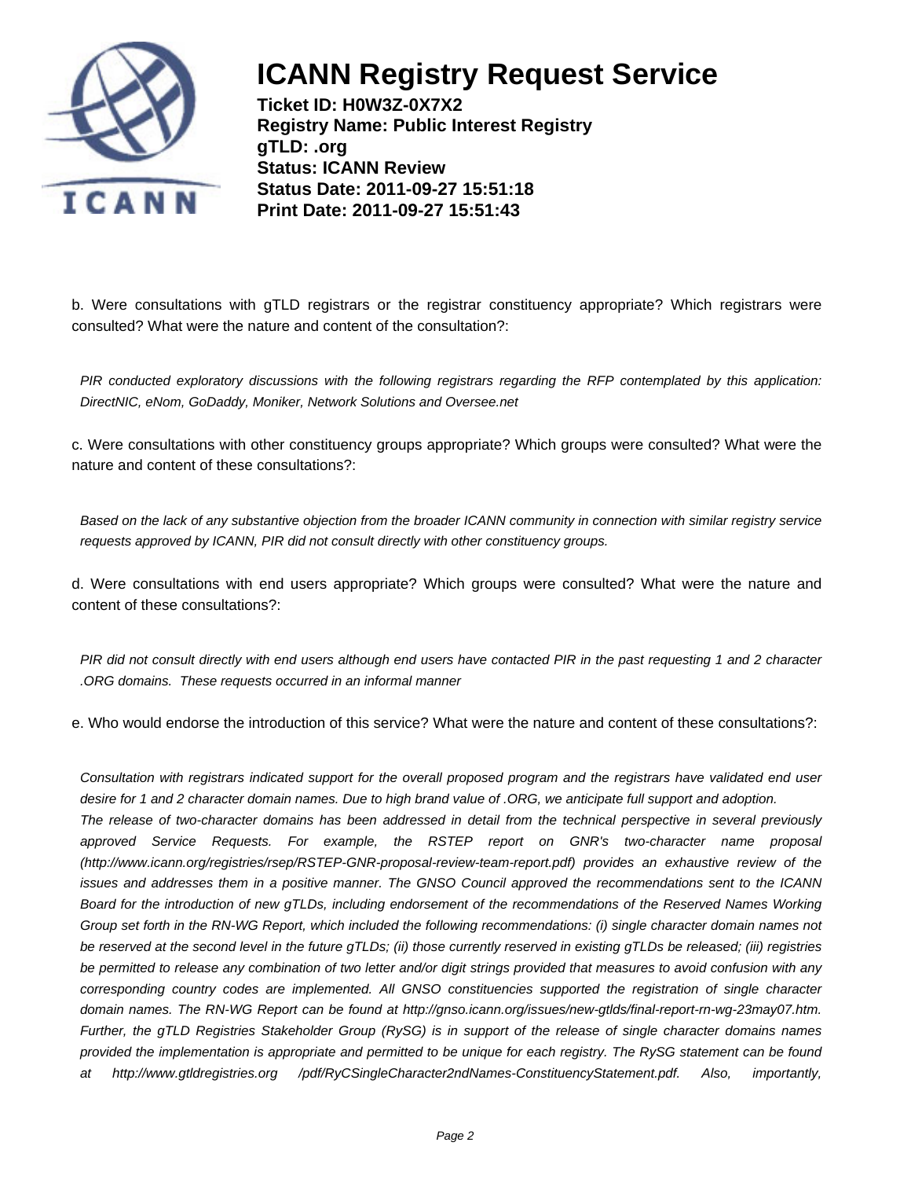b. Were consultations with gTLD registrars or the registrar constituency appropriate? Which registrars were consulted? What were the nature and content of the consultation?:

*PIR conducted exploratory discussions with the following registrars regarding the RFP contemplated by this application: DirectNIC, eNom, GoDaddy, Moniker, Network Solutions and Oversee.net*

c. Were consultations with other constituency groups appropriate? Which groups were consulted? What were the nature and content of these consultations?:

*Based on the lack of any substantive objection from the broader ICANN community in connection with similar registry service requests approved by ICANN, PIR did not consult directly with other constituency groups.*

d. Were consultations with end users appropriate? Which groups were consulted? What were the nature and content of these consultations?:

*PIR did not consult directly with end users although end users have contacted PIR in the past requesting 1 and 2 character .ORG domains. These requests occurred in an informal manner*

e. Who would endorse the introduction of this service? What were the nature and content of these consultations?:

*Consultation with registrars indicated support for the overall proposed program and the registrars have validated end user desire for 1 and 2 character domain names. Due to high brand value of .ORG, we anticipate full support and adoption.*
*The release of two-character domains has been addressed in detail from the technical perspective in several previously approved Service Requests. For example, the RSTEP report on GNR's two-character name proposal (http://www.icann.org/registries/rsep/RSTEP-GNR-proposal-review-team-report.pdf) provides an exhaustive review of the issues and addresses them in a positive manner. The GNSO Council approved the recommendations sent to the ICANN Board for the introduction of new gTLDs, including endorsement of the recommendations of the Reserved Names Working Group set forth in the RN-WG Report, which included the following recommendations: (i) single character domain names not be reserved at the second level in the future gTLDs; (ii) those currently reserved in existing gTLDs be released; (iii) registries be permitted to release any combination of two letter and/or digit strings provided that measures to avoid confusion with any corresponding country codes are implemented. All GNSO constituencies supported the registration of single character domain names. The RN-WG Report can be found at http://gnso.icann.org/issues/new-gtlds/final-report-rn-wg-23may07.htm. Further, the gTLD Registries Stakeholder Group (RySG) is in support of the release of single character domains names provided the implementation is appropriate and permitted to be unique for each registry. The RySG statement can be found at http://www.gtldregistries.org /pdf/RyCSingleCharacter2ndNames-ConstituencyStatement.pdf. Also, importantly,*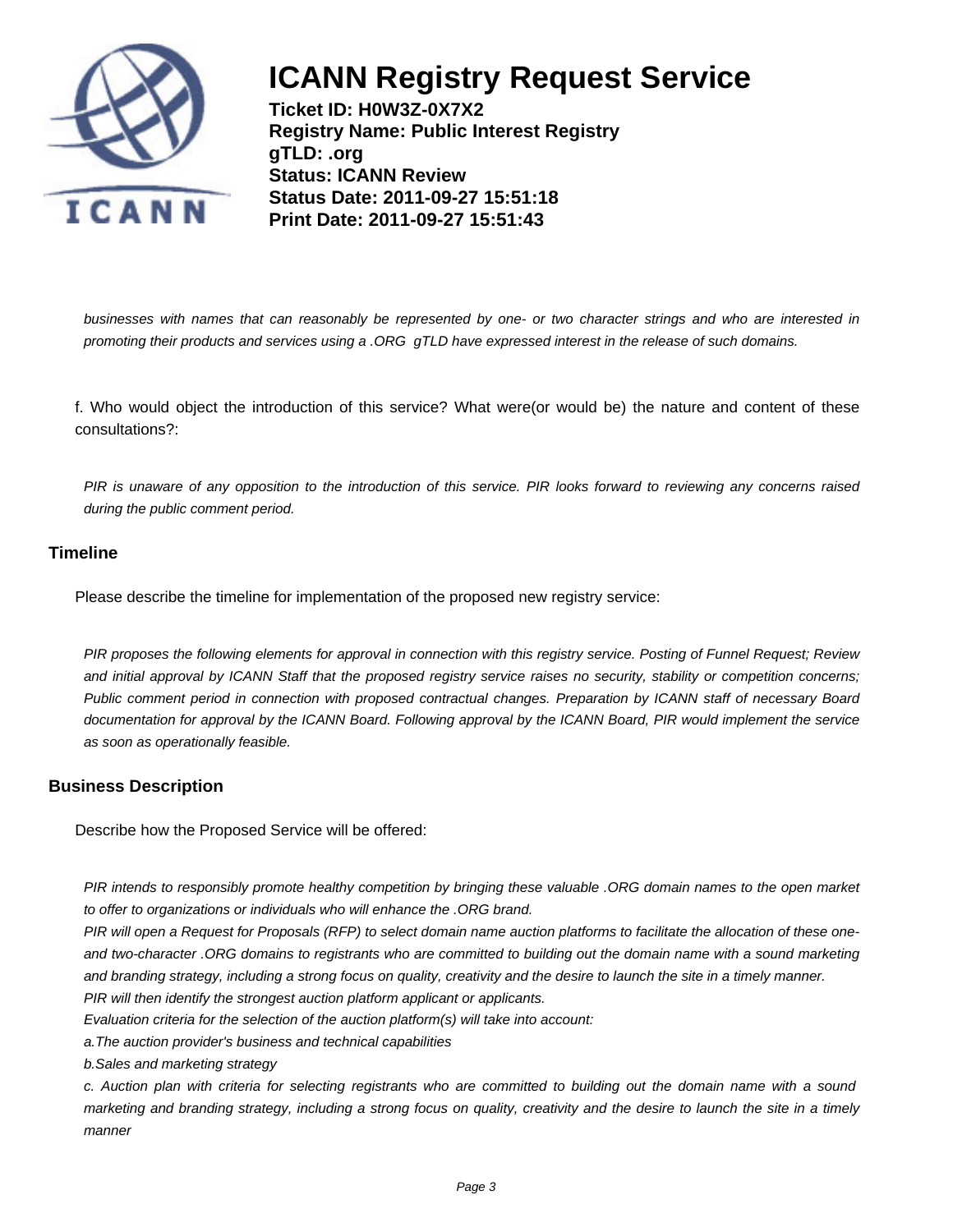*businesses with names that can reasonably be represented by one- or two character strings and who are interested in promoting their products and services using a .ORG gTLD have expressed interest in the release of such domains.*

f. Who would object the introduction of this service? What were(or would be) the nature and content of these consultations?:

*PIR is unaware of any opposition to the introduction of this service. PIR looks forward to reviewing any concerns raised during the public comment period.*

## Timeline

Please describe the timeline for implementation of the proposed new registry service:

*PIR proposes the following elements for approval in connection with this registry service. Posting of Funnel Request; Review and initial approval by ICANN Staff that the proposed registry service raises no security, stability or competition concerns; Public comment period in connection with proposed contractual changes. Preparation by ICANN staff of necessary Board documentation for approval by the ICANN Board. Following approval by the ICANN Board, PIR would implement the service as soon as operationally feasible.*

## Business Description

Describe how the Proposed Service will be offered:

*PIR intends to responsibly promote healthy competition by bringing these valuable .ORG domain names to the open market to offer to organizations or individuals who will enhance the .ORG brand.*
*PIR will open a Request for Proposals (RFP) to select domain name auction platforms to facilitate the allocation of these one- and two-character .ORG domains to registrants who are committed to building out the domain name with a sound marketing and branding strategy, including a strong focus on quality, creativity and the desire to launch the site in a timely manner.*
*PIR will then identify the strongest auction platform applicant or applicants.*
*Evaluation criteria for the selection of the auction platform(s) will take into account:*
*a.The auction provider's business and technical capabilities*
*b.Sales and marketing strategy*
*c. Auction plan with criteria for selecting registrants who are committed to building out the domain name with a sound marketing and branding strategy, including a strong focus on quality, creativity and the desire to launch the site in a timely manner*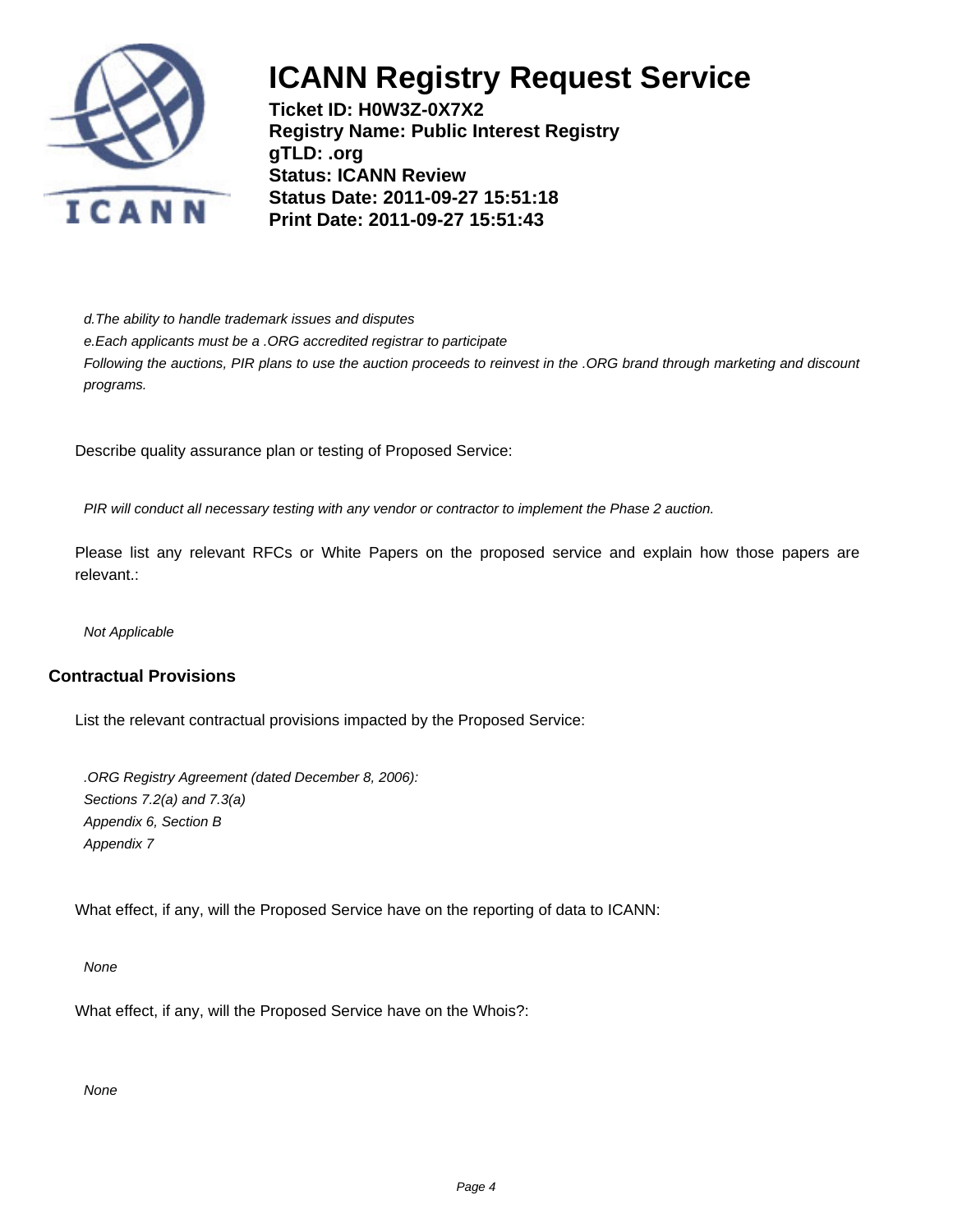*d.The ability to handle trademark issues and disputes*

*e.Each applicants must be a .ORG accredited registrar to participate*

*Following the auctions, PIR plans to use the auction proceeds to reinvest in the .ORG brand through marketing and discount programs.*

Describe quality assurance plan or testing of Proposed Service:

*PIR will conduct all necessary testing with any vendor or contractor to implement the Phase 2 auction.*

Please list any relevant RFCs or White Papers on the proposed service and explain how those papers are relevant.:

*Not Applicable*

### Contractual Provisions

List the relevant contractual provisions impacted by the Proposed Service:

*.ORG Registry Agreement (dated December 8, 2006):*
*Sections 7.2(a) and 7.3(a)*
*Appendix 6, Section B*
*Appendix 7*

What effect, if any, will the Proposed Service have on the reporting of data to ICANN:

*None*

What effect, if any, will the Proposed Service have on the Whois?:

*None*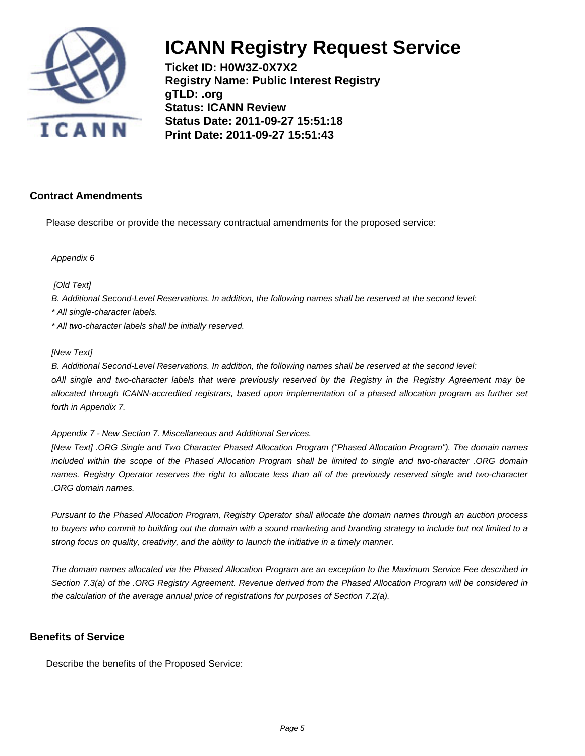## Contract Amendments

Please describe or provide the necessary contractual amendments for the proposed service:

*Appendix 6*

*[Old Text]*

*B. Additional Second-Level Reservations. In addition, the following names shall be reserved at the second level:*

*\* All single-character labels.*

*\* All two-character labels shall be initially reserved.*

*[New Text]*

*B. Additional Second-Level Reservations. In addition, the following names shall be reserved at the second level:*

*oAll single and two-character labels that were previously reserved by the Registry in the Registry Agreement may be allocated through ICANN-accredited registrars, based upon implementation of a phased allocation program as further set forth in Appendix 7.*

*Appendix 7 - New Section 7. Miscellaneous and Additional Services.*

*[New Text] .ORG Single and Two Character Phased Allocation Program ("Phased Allocation Program"). The domain names included within the scope of the Phased Allocation Program shall be limited to single and two-character .ORG domain names. Registry Operator reserves the right to allocate less than all of the previously reserved single and two-character .ORG domain names.*

*Pursuant to the Phased Allocation Program, Registry Operator shall allocate the domain names through an auction process to buyers who commit to building out the domain with a sound marketing and branding strategy to include but not limited to a strong focus on quality, creativity, and the ability to launch the initiative in a timely manner.*

*The domain names allocated via the Phased Allocation Program are an exception to the Maximum Service Fee described in Section 7.3(a) of the .ORG Registry Agreement. Revenue derived from the Phased Allocation Program will be considered in the calculation of the average annual price of registrations for purposes of Section 7.2(a).*

## Benefits of Service

Describe the benefits of the Proposed Service: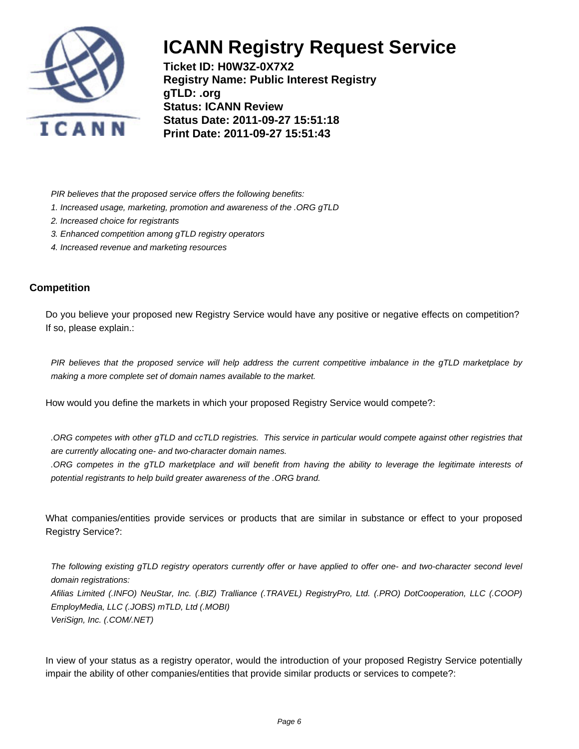*PIR believes that the proposed service offers the following benefits:*

*1. Increased usage, marketing, promotion and awareness of the .ORG gTLD*

*2. Increased choice for registrants*

*3. Enhanced competition among gTLD registry operators*

*4. Increased revenue and marketing resources*

## Competition

Do you believe your proposed new Registry Service would have any positive or negative effects on competition? If so, please explain.:

*PIR believes that the proposed service will help address the current competitive imbalance in the gTLD marketplace by making a more complete set of domain names available to the market.*

How would you define the markets in which your proposed Registry Service would compete?:

*.ORG competes with other gTLD and ccTLD registries. This service in particular would compete against other registries that are currently allocating one- and two-character domain names.*

*.ORG competes in the gTLD marketplace and will benefit from having the ability to leverage the legitimate interests of potential registrants to help build greater awareness of the .ORG brand.*

What companies/entities provide services or products that are similar in substance or effect to your proposed Registry Service?:

*The following existing gTLD registry operators currently offer or have applied to offer one- and two-character second level domain registrations:*

*Afilias Limited (.INFO) NeuStar, Inc. (.BIZ) Tralliance (.TRAVEL) RegistryPro, Ltd. (.PRO) DotCooperation, LLC (.COOP) EmployMedia, LLC (.JOBS) mTLD, Ltd (.MOBI)*

*VeriSign, Inc. (.COM/.NET)*

In view of your status as a registry operator, would the introduction of your proposed Registry Service potentially impair the ability of other companies/entities that provide similar products or services to compete?: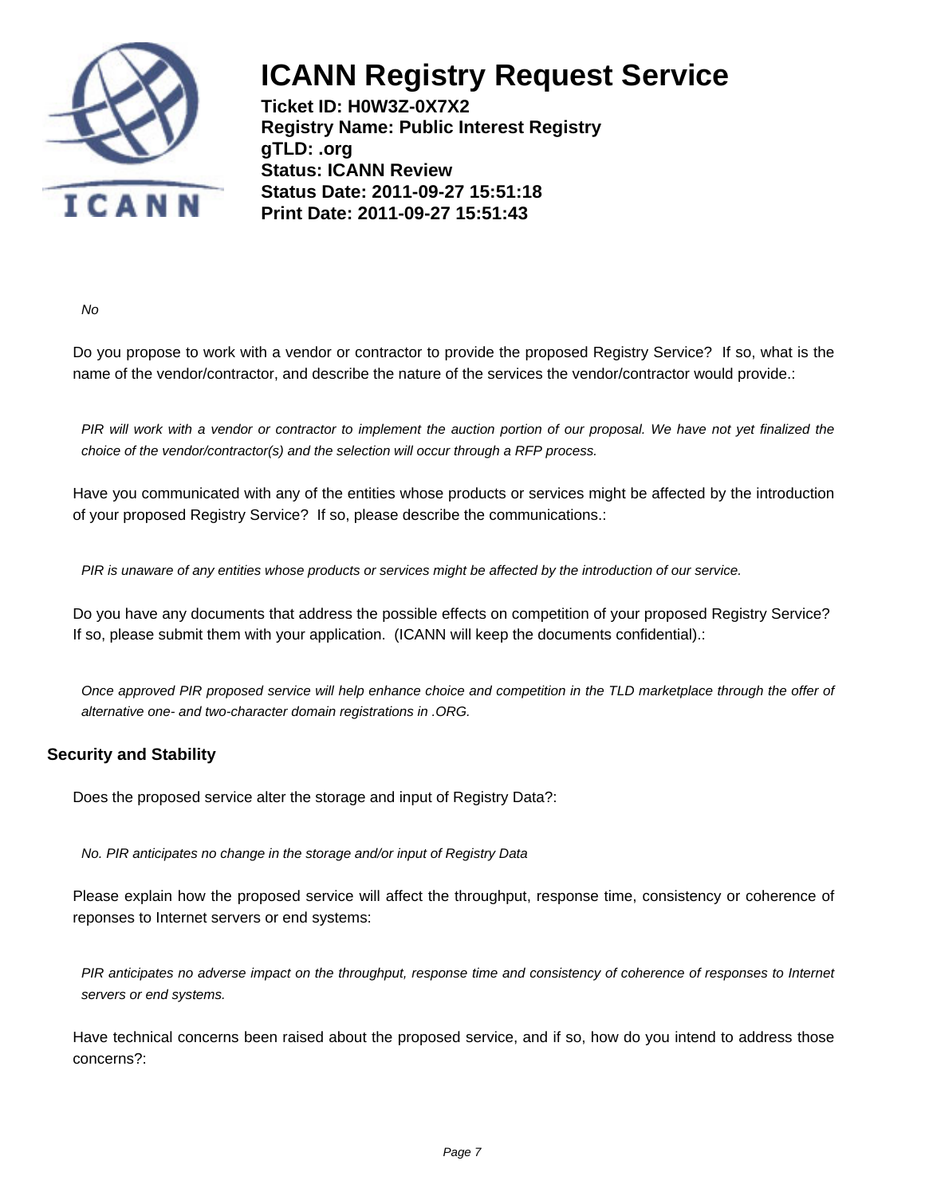*No*

Do you propose to work with a vendor or contractor to provide the proposed Registry Service? If so, what is the name of the vendor/contractor, and describe the nature of the services the vendor/contractor would provide.:

*PIR will work with a vendor or contractor to implement the auction portion of our proposal. We have not yet finalized the choice of the vendor/contractor(s) and the selection will occur through a RFP process.*

Have you communicated with any of the entities whose products or services might be affected by the introduction of your proposed Registry Service? If so, please describe the communications.:

*PIR is unaware of any entities whose products or services might be affected by the introduction of our service.*

Do you have any documents that address the possible effects on competition of your proposed Registry Service? If so, please submit them with your application. (ICANN will keep the documents confidential).:

*Once approved PIR proposed service will help enhance choice and competition in the TLD marketplace through the offer of alternative one- and two-character domain registrations in .ORG.*

## Security and Stability

Does the proposed service alter the storage and input of Registry Data?:

*No. PIR anticipates no change in the storage and/or input of Registry Data*

Please explain how the proposed service will affect the throughput, response time, consistency or coherence of reponses to Internet servers or end systems:

*PIR anticipates no adverse impact on the throughput, response time and consistency of coherence of responses to Internet servers or end systems.*

Have technical concerns been raised about the proposed service, and if so, how do you intend to address those concerns?: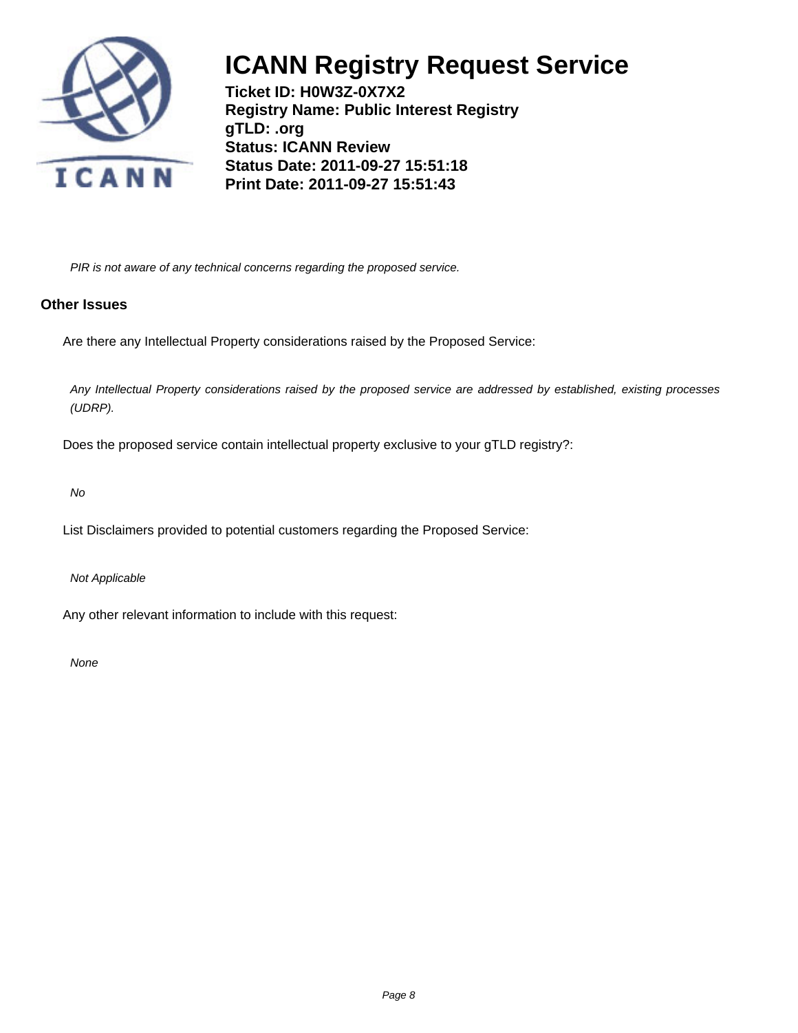*PIR is not aware of any technical concerns regarding the proposed service.*

## Other Issues

Are there any Intellectual Property considerations raised by the Proposed Service:

*Any Intellectual Property considerations raised by the proposed service are addressed by established, existing processes (UDRP).*

Does the proposed service contain intellectual property exclusive to your gTLD registry?:

*No*

List Disclaimers provided to potential customers regarding the Proposed Service:

*Not Applicable*

Any other relevant information to include with this request:

*None*